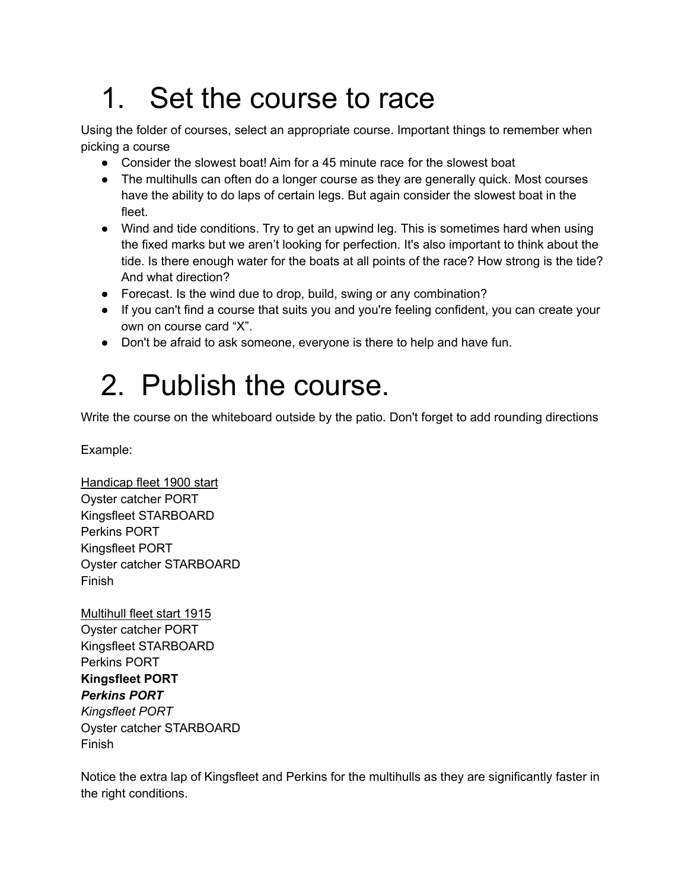# 1. Set the course to race

Using the folder of courses, select an appropriate course. Important things to remember when picking a course

- Consider the slowest boat! Aim for a 45 minute race for the slowest boat
- The multihulls can often do a longer course as they are generally quick. Most courses have the ability to do laps of certain legs. But again consider the slowest boat in the fleet.
- Wind and tide conditions. Try to get an upwind leg. This is sometimes hard when using the fixed marks but we aren't looking for perfection. It's also important to think about the tide. Is there enough water for the boats at all points of the race? How strong is the tide? And what direction?
- Forecast. Is the wind due to drop, build, swing or any combination?
- If you can't find a course that suits you and you're feeling confident, you can create your own on course card "X".
- Don't be afraid to ask someone, everyone is there to help and have fun.

# 2. Publish the course.

Write the course on the whiteboard outside by the patio. Don't forget to add rounding directions

Example:

<u>Handicap fleet 1900 start</u>
Oyster catcher PORT
Kingsfleet STARBOARD
Perkins PORT
Kingsfleet PORT
Oyster catcher STARBOARD
Finish

<u>Multihull fleet start 1915</u>
Oyster catcher PORT
Kingsfleet STARBOARD
Perkins PORT
**Kingsfleet PORT**
***Perkins PORT***
*Kingsfleet PORT*
Oyster catcher STARBOARD
Finish

Notice the extra lap of Kingsfleet and Perkins for the multihulls as they are significantly faster in the right conditions.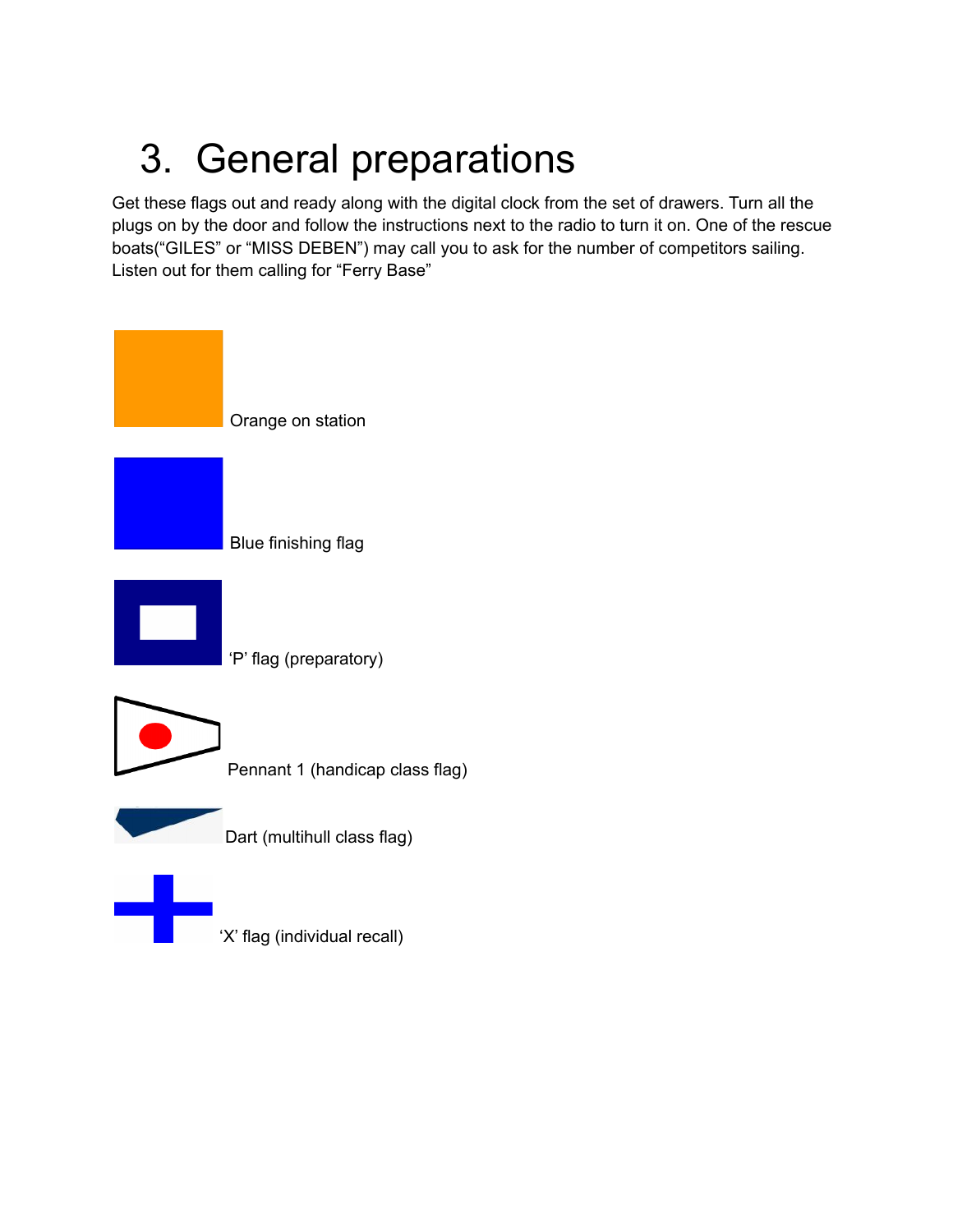# 3. General preparations

Get these flags out and ready along with the digital clock from the set of drawers. Turn all the plugs on by the door and follow the instructions next to the radio to turn it on. One of the rescue boats(“GILES” or “MISS DEBEN”) may call you to ask for the number of competitors sailing. Listen out for them calling for “Ferry Base”

Orange on station

Blue finishing flag

‘P’ flag (preparatory)

Pennant 1 (handicap class flag)

Dart (multihull class flag)

‘X’ flag (individual recall)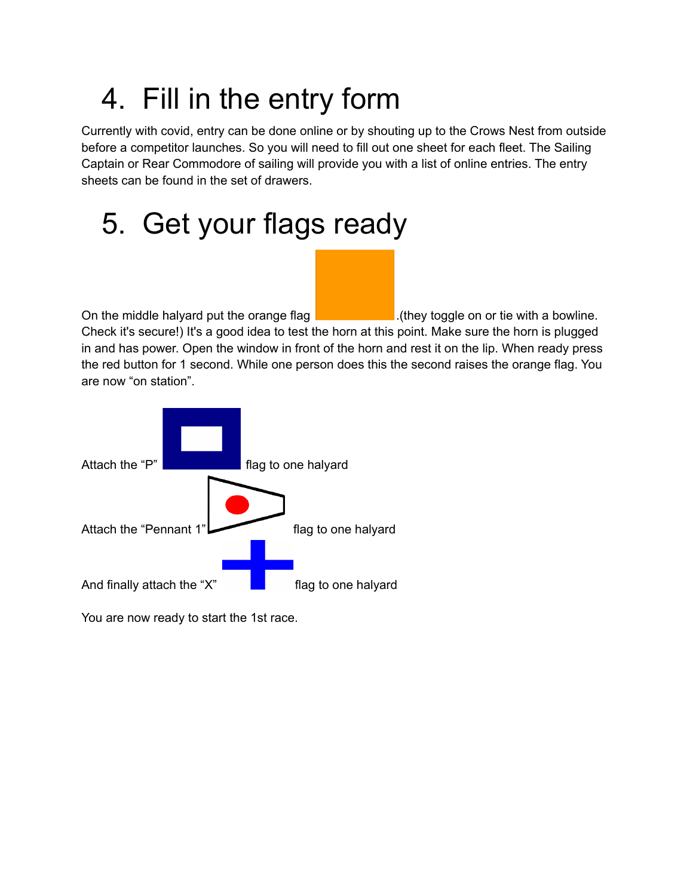# 4. Fill in the entry form

Currently with covid, entry can be done online or by shouting up to the Crows Nest from outside before a competitor launches. So you will need to fill out one sheet for each fleet. The Sailing Captain or Rear Commodore of sailing will provide you with a list of online entries. The entry sheets can be found in the set of drawers.

# 5. Get your flags ready

On the middle halyard put the orange flag .(they toggle on or tie with a bowline. Check it's secure!) It's a good idea to test the horn at this point. Make sure the horn is plugged in and has power. Open the window in front of the horn and rest it on the lip. When ready press the red button for 1 second. While one person does this the second raises the orange flag. You are now "on station".

Attach the "P" flag to one halyard

Attach the "Pennant 1" flag to one halyard

And finally attach the "X" flag to one halyard

You are now ready to start the 1st race.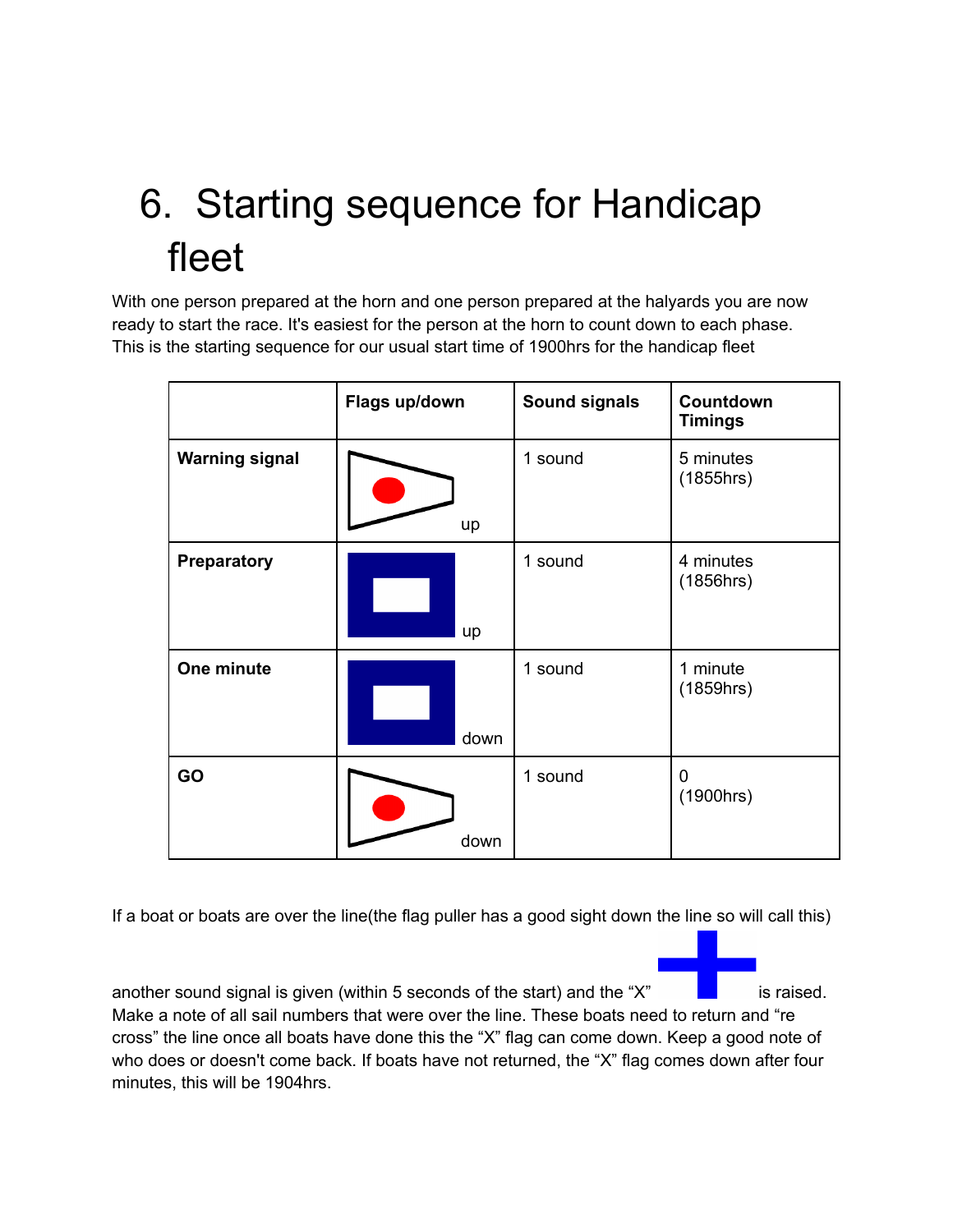# 6. Starting sequence for Handicap fleet

With one person prepared at the horn and one person prepared at the halyards you are now ready to start the race. It's easiest for the person at the horn to count down to each phase. This is the starting sequence for our usual start time of 1900hrs for the handicap fleet

| | Flags up/down | Sound signals | Countdown Timings |
|---|---|---|---|
| **Warning signal** | up | 1 sound | 5 minutes (1855hrs) |
| **Preparatory** | up | 1 sound | 4 minutes (1856hrs) |
| **One minute** | down | 1 sound | 1 minute (1859hrs) |
| **GO** | down | 1 sound | 0 (1900hrs) |

If a boat or boats are over the line(the flag puller has a good sight down the line so will call this) another sound signal is given (within 5 seconds of the start) and the "X" is raised. Make a note of all sail numbers that were over the line. These boats need to return and "re cross" the line once all boats have done this the "X" flag can come down. Keep a good note of who does or doesn't come back. If boats have not returned, the "X" flag comes down after four minutes, this will be 1904hrs.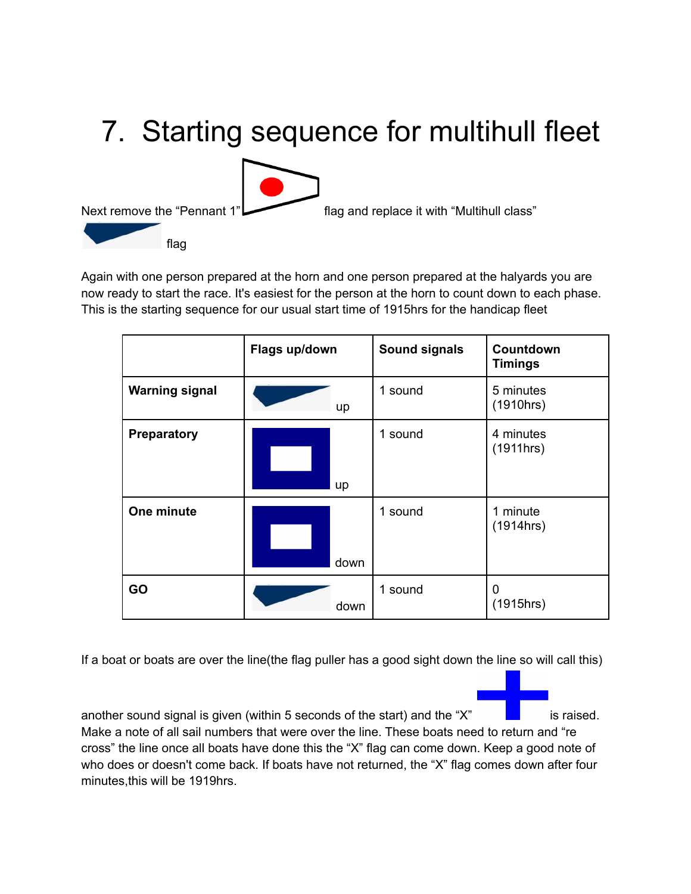# 7. Starting sequence for multihull fleet

Next remove the “Pennant 1” flag and replace it with “Multihull class” flag

Again with one person prepared at the horn and one person prepared at the halyards you are now ready to start the race. It's easiest for the person at the horn to count down to each phase. This is the starting sequence for our usual start time of 1915hrs for the handicap fleet

| | **Flags up/down** | **Sound signals** | **Countdown Timings** |
|---|---|---|---|
| **Warning signal** | up | 1 sound | 5 minutes (1910hrs) |
| **Preparatory** | up | 1 sound | 4 minutes (1911hrs) |
| **One minute** | down | 1 sound | 1 minute (1914hrs) |
| **GO** | down | 1 sound | 0 (1915hrs) |

If a boat or boats are over the line(the flag puller has a good sight down the line so will call this) another sound signal is given (within 5 seconds of the start) and the “X” is raised. Make a note of all sail numbers that were over the line. These boats need to return and “re cross” the line once all boats have done this the “X” flag can come down. Keep a good note of who does or doesn't come back. If boats have not returned, the “X” flag comes down after four minutes,this will be 1919hrs.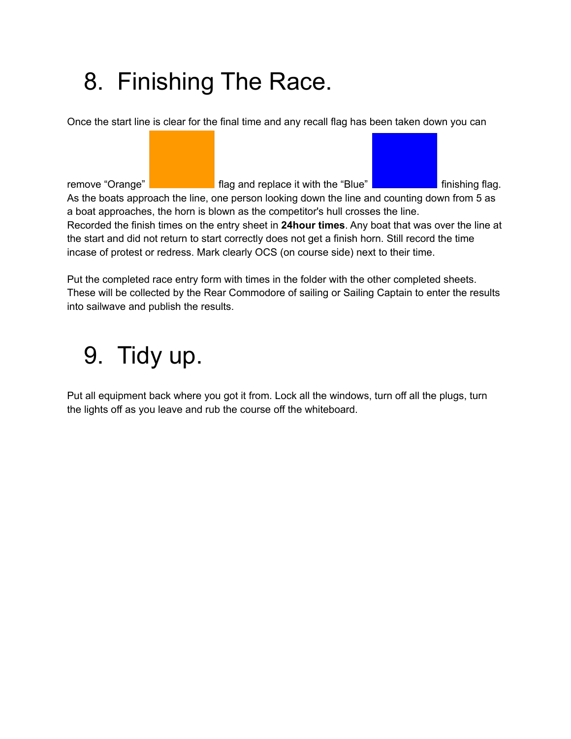# 8. Finishing The Race.

Once the start line is clear for the final time and any recall flag has been taken down you can remove “Orange” flag and replace it with the “Blue” finishing flag. As the boats approach the line, one person looking down the line and counting down from 5 as a boat approaches, the horn is blown as the competitor's hull crosses the line.
Recorded the finish times on the entry sheet in **24hour times**. Any boat that was over the line at the start and did not return to start correctly does not get a finish horn. Still record the time incase of protest or redress. Mark clearly OCS (on course side) next to their time.

Put the completed race entry form with times in the folder with the other completed sheets. These will be collected by the Rear Commodore of sailing or Sailing Captain to enter the results into sailwave and publish the results.

# 9. Tidy up.

Put all equipment back where you got it from. Lock all the windows, turn off all the plugs, turn the lights off as you leave and rub the course off the whiteboard.